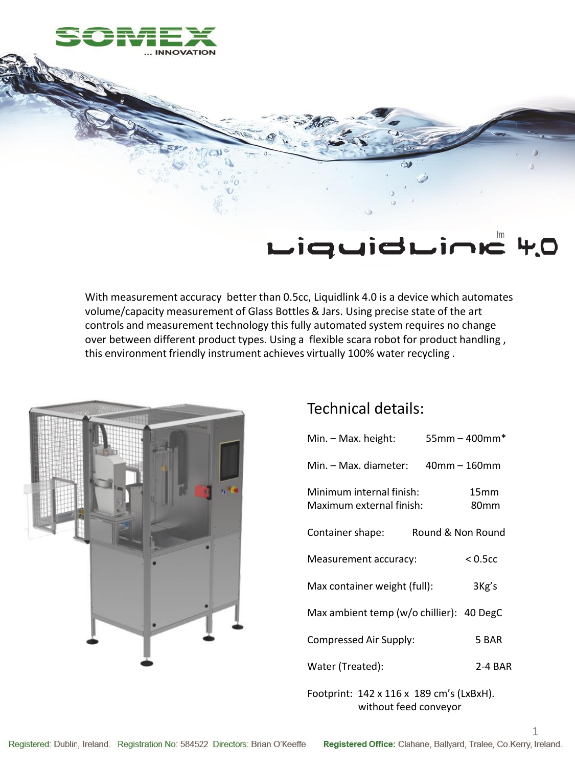SOMEX

... INNOVATION

# Liquidlink™ 4.0

With measurement accuracy better than 0.5cc, Liquidlink 4.0 is a device which automates volume/capacity measurement of Glass Bottles & Jars. Using precise state of the art controls and measurement technology this fully automated system requires no change over between different product types. Using a flexible scara robot for product handling , this environment friendly instrument achieves virtually 100% water recycling .

## Technical details:

| | |
|---|---|
| Min. – Max. height: | 55mm – 400mm* |
| Min. – Max. diameter: | 40mm – 160mm |
| Minimum internal finish: | 15mm |
| Maximum external finish: | 80mm |
| Container shape: | Round & Non Round |
| Measurement accuracy: | < 0.5cc |
| Max container weight (full): | 3Kg's |
| Max ambient temp (w/o chillier): | 40 DegC |
| Compressed Air Supply: | 5 BAR |
| Water (Treated): | 2-4 BAR |

Footprint: 142 x 116 x 189 cm's (LxBxH). without feed conveyor

Registered: Dublin, Ireland. Registration No: 584522 Directors: Brian O'Keeffe **Registered Office:** Clahane, Ballyard, Tralee, Co.Kerry, Ireland.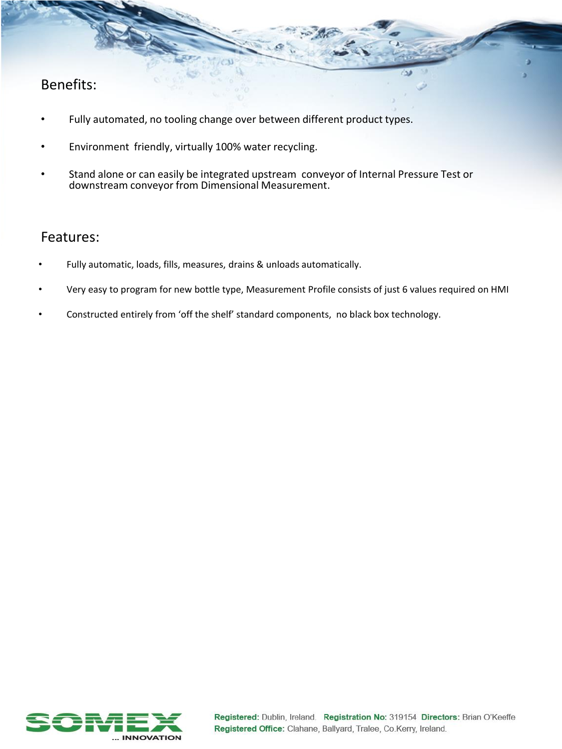## Benefits:

- Fully automated, no tooling change over between different product types.
- Environment friendly, virtually 100% water recycling.
- Stand alone or can easily be integrated upstream conveyor of Internal Pressure Test or downstream conveyor from Dimensional Measurement.

## Features:

- Fully automatic, loads, fills, measures, drains & unloads automatically.
- Very easy to program for new bottle type, Measurement Profile consists of just 6 values required on HMI
- Constructed entirely from 'off the shelf' standard components, no black box technology.

SOMEX ... INNOVATION

**Registered:** Dublin, Ireland. **Registration No:** 319154 **Directors:** Brian O'Keeffe
**Registered Office:** Clahane, Ballyard, Tralee, Co.Kerry, Ireland.